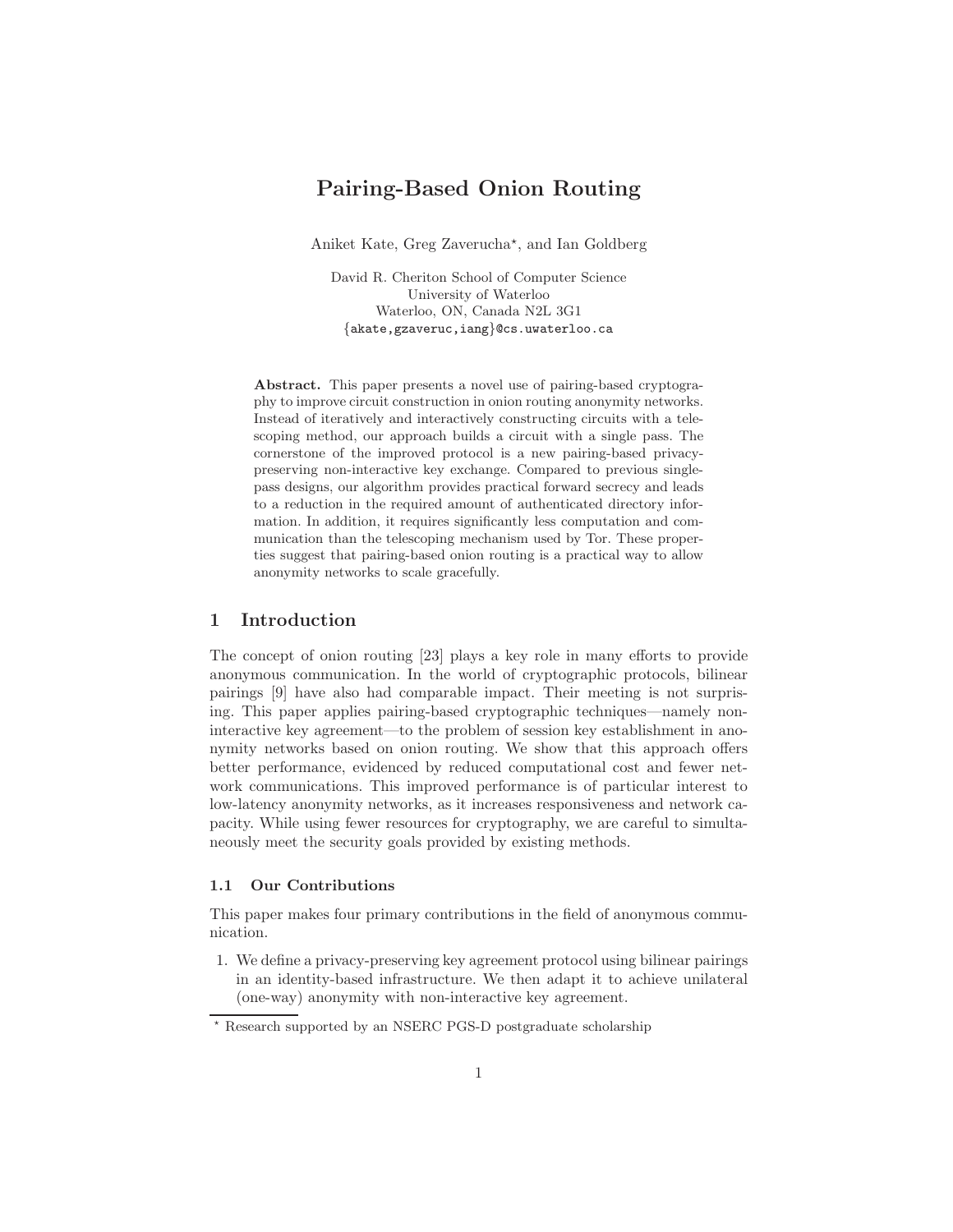# Pairing-Based Onion Routing

Aniket Kate, Greg Zaverucha*, and Ian Goldberg

David R. Cheriton School of Computer Science
University of Waterloo
Waterloo, ON, Canada N2L 3G1
{akate,gzaveruc,iang}@cs.uwaterloo.ca

**Abstract.** This paper presents a novel use of pairing-based cryptography to improve circuit construction in onion routing anonymity networks. Instead of iteratively and interactively constructing circuits with a telescoping method, our approach builds a circuit with a single pass. The cornerstone of the improved protocol is a new pairing-based privacy-preserving non-interactive key exchange. Compared to previous single-pass designs, our algorithm provides practical forward secrecy and leads to a reduction in the required amount of authenticated directory information. In addition, it requires significantly less computation and communication than the telescoping mechanism used by Tor. These properties suggest that pairing-based onion routing is a practical way to allow anonymity networks to scale gracefully.

## 1 Introduction

The concept of onion routing [23] plays a key role in many efforts to provide anonymous communication. In the world of cryptographic protocols, bilinear pairings [9] have also had comparable impact. Their meeting is not surprising. This paper applies pairing-based cryptographic techniques—namely non-interactive key agreement—to the problem of session key establishment in anonymity networks based on onion routing. We show that this approach offers better performance, evidenced by reduced computational cost and fewer network communications. This improved performance is of particular interest to low-latency anonymity networks, as it increases responsiveness and network capacity. While using fewer resources for cryptography, we are careful to simultaneously meet the security goals provided by existing methods.

### 1.1 Our Contributions

This paper makes four primary contributions in the field of anonymous communication.

1. We define a privacy-preserving key agreement protocol using bilinear pairings in an identity-based infrastructure. We then adapt it to achieve unilateral (one-way) anonymity with non-interactive key agreement.

* Research supported by an NSERC PGS-D postgraduate scholarship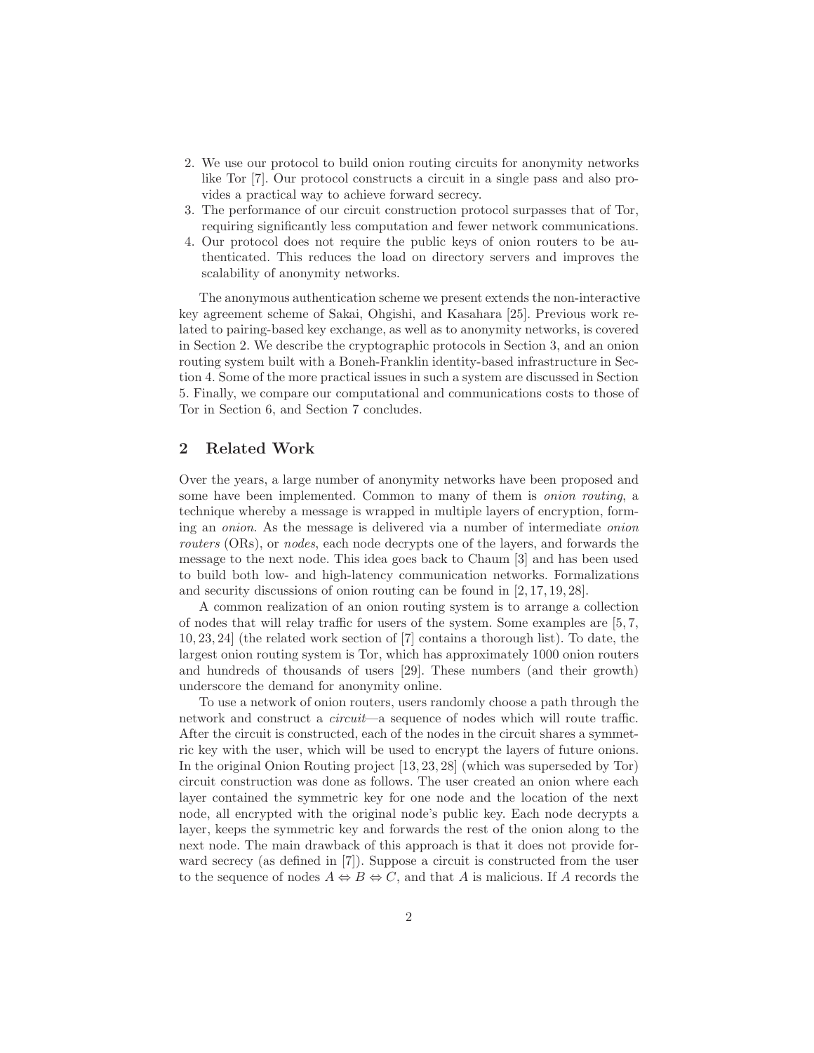2. We use our protocol to build onion routing circuits for anonymity networks like Tor [7]. Our protocol constructs a circuit in a single pass and also provides a practical way to achieve forward secrecy.
3. The performance of our circuit construction protocol surpasses that of Tor, requiring significantly less computation and fewer network communications.
4. Our protocol does not require the public keys of onion routers to be authenticated. This reduces the load on directory servers and improves the scalability of anonymity networks.

The anonymous authentication scheme we present extends the non-interactive key agreement scheme of Sakai, Ohgishi, and Kasahara [25]. Previous work related to pairing-based key exchange, as well as to anonymity networks, is covered in Section 2. We describe the cryptographic protocols in Section 3, and an onion routing system built with a Boneh-Franklin identity-based infrastructure in Section 4. Some of the more practical issues in such a system are discussed in Section 5. Finally, we compare our computational and communications costs to those of Tor in Section 6, and Section 7 concludes.

## 2 Related Work

Over the years, a large number of anonymity networks have been proposed and some have been implemented. Common to many of them is *onion routing*, a technique whereby a message is wrapped in multiple layers of encryption, forming an *onion*. As the message is delivered via a number of intermediate *onion routers* (ORs), or *nodes*, each node decrypts one of the layers, and forwards the message to the next node. This idea goes back to Chaum [3] and has been used to build both low- and high-latency communication networks. Formalizations and security discussions of onion routing can be found in [2, 17, 19, 28].

A common realization of an onion routing system is to arrange a collection of nodes that will relay traffic for users of the system. Some examples are [5, 7, 10, 23, 24] (the related work section of [7] contains a thorough list). To date, the largest onion routing system is Tor, which has approximately 1000 onion routers and hundreds of thousands of users [29]. These numbers (and their growth) underscore the demand for anonymity online.

To use a network of onion routers, users randomly choose a path through the network and construct a *circuit*—a sequence of nodes which will route traffic. After the circuit is constructed, each of the nodes in the circuit shares a symmetric key with the user, which will be used to encrypt the layers of future onions. In the original Onion Routing project [13, 23, 28] (which was superseded by Tor) circuit construction was done as follows. The user created an onion where each layer contained the symmetric key for one node and the location of the next node, all encrypted with the original node's public key. Each node decrypts a layer, keeps the symmetric key and forwards the rest of the onion along to the next node. The main drawback of this approach is that it does not provide forward secrecy (as defined in [7]). Suppose a circuit is constructed from the user to the sequence of nodes $A \Leftrightarrow B \Leftrightarrow C$, and that $A$ is malicious. If $A$ records the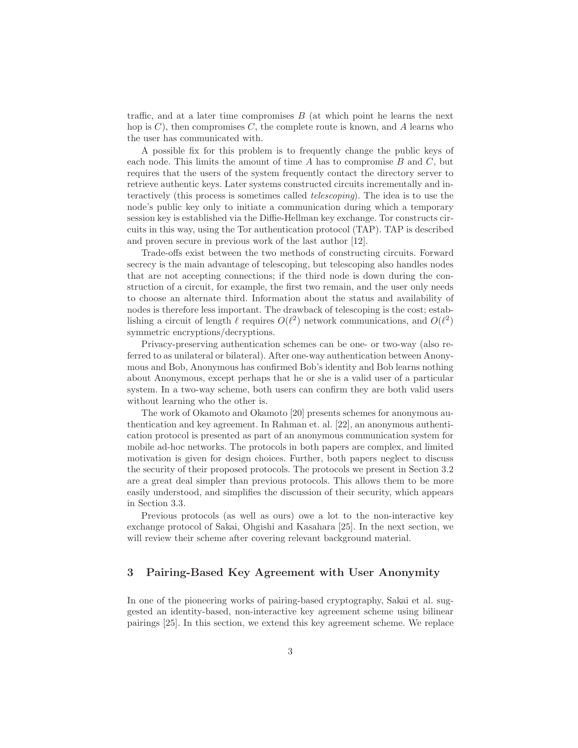traffic, and at a later time compromises $B$ (at which point he learns the next hop is $C$), then compromises $C$, the complete route is known, and $A$ learns who the user has communicated with.

A possible fix for this problem is to frequently change the public keys of each node. This limits the amount of time $A$ has to compromise $B$ and $C$, but requires that the users of the system frequently contact the directory server to retrieve authentic keys. Later systems constructed circuits incrementally and interactively (this process is sometimes called *telescoping*). The idea is to use the node's public key only to initiate a communication during which a temporary session key is established via the Diffie-Hellman key exchange. Tor constructs circuits in this way, using the Tor authentication protocol (TAP). TAP is described and proven secure in previous work of the last author [12].

Trade-offs exist between the two methods of constructing circuits. Forward secrecy is the main advantage of telescoping, but telescoping also handles nodes that are not accepting connections; if the third node is down during the construction of a circuit, for example, the first two remain, and the user only needs to choose an alternate third. Information about the status and availability of nodes is therefore less important. The drawback of telescoping is the cost; establishing a circuit of length $\ell$ requires $O(\ell^2)$ network communications, and $O(\ell^2)$ symmetric encryptions/decryptions.

Privacy-preserving authentication schemes can be one- or two-way (also referred to as unilateral or bilateral). After one-way authentication between Anonymous and Bob, Anonymous has confirmed Bob's identity and Bob learns nothing about Anonymous, except perhaps that he or she is a valid user of a particular system. In a two-way scheme, both users can confirm they are both valid users without learning who the other is.

The work of Okamoto and Okamoto [20] presents schemes for anonymous authentication and key agreement. In Rahman et. al. [22], an anonymous authentication protocol is presented as part of an anonymous communication system for mobile ad-hoc networks. The protocols in both papers are complex, and limited motivation is given for design choices. Further, both papers neglect to discuss the security of their proposed protocols. The protocols we present in Section 3.2 are a great deal simpler than previous protocols. This allows them to be more easily understood, and simplifies the discussion of their security, which appears in Section 3.3.

Previous protocols (as well as ours) owe a lot to the non-interactive key exchange protocol of Sakai, Ohgishi and Kasahara [25]. In the next section, we will review their scheme after covering relevant background material.

## 3 Pairing-Based Key Agreement with User Anonymity

In one of the pioneering works of pairing-based cryptography, Sakai et al. suggested an identity-based, non-interactive key agreement scheme using bilinear pairings [25]. In this section, we extend this key agreement scheme. We replace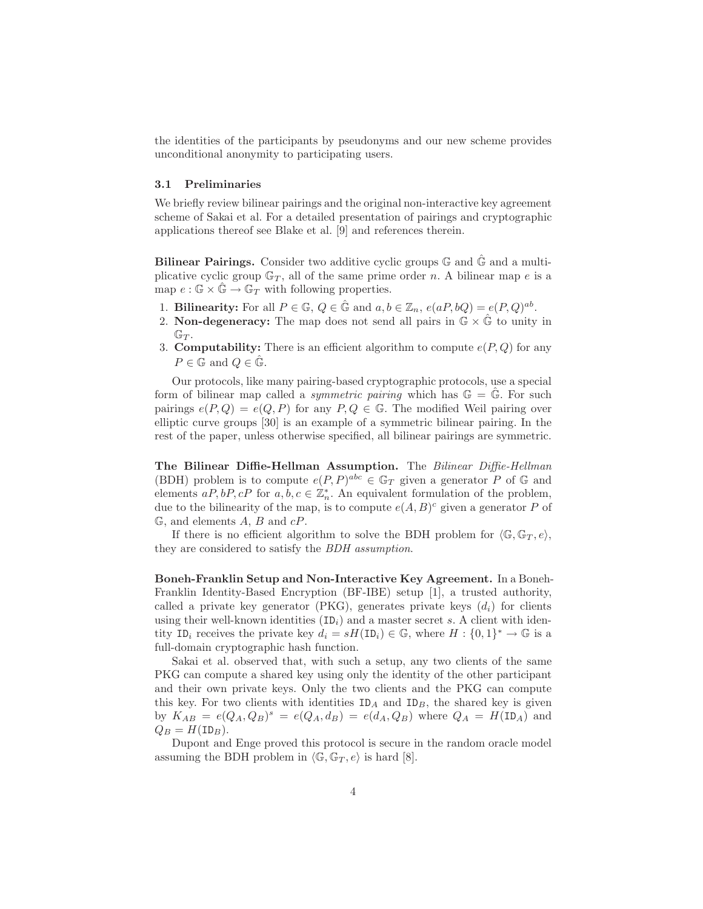the identities of the participants by pseudonyms and our new scheme provides unconditional anonymity to participating users.

### 3.1 Preliminaries

We briefly review bilinear pairings and the original non-interactive key agreement scheme of Sakai et al. For a detailed presentation of pairings and cryptographic applications thereof see Blake et al. [9] and references therein.

**Bilinear Pairings.** Consider two additive cyclic groups $\mathbb{G}$ and $\hat{\mathbb{G}}$ and a multiplicative cyclic group $\mathbb{G}_T$, all of the same prime order $n$. A bilinear map $e$ is a map $e : \mathbb{G} \times \hat{\mathbb{G}} \rightarrow \mathbb{G}_T$ with following properties.

1. **Bilinearity:** For all $P \in \mathbb{G}$, $Q \in \hat{\mathbb{G}}$ and $a, b \in \mathbb{Z}_n$, $e(aP, bQ) = e(P, Q)^{ab}$.
2. **Non-degeneracy:** The map does not send all pairs in $\mathbb{G} \times \hat{\mathbb{G}}$ to unity in $\mathbb{G}_T$.
3. **Computability:** There is an efficient algorithm to compute $e(P, Q)$ for any $P \in \mathbb{G}$ and $Q \in \hat{\mathbb{G}}$.

Our protocols, like many pairing-based cryptographic protocols, use a special form of bilinear map called a *symmetric pairing* which has $\mathbb{G} = \hat{\mathbb{G}}$. For such pairings $e(P, Q) = e(Q, P)$ for any $P, Q \in \mathbb{G}$. The modified Weil pairing over elliptic curve groups [30] is an example of a symmetric bilinear pairing. In the rest of the paper, unless otherwise specified, all bilinear pairings are symmetric.

**The Bilinear Diffie-Hellman Assumption.** The *Bilinear Diffie-Hellman* (BDH) problem is to compute $e(P, P)^{abc} \in \mathbb{G}_T$ given a generator $P$ of $\mathbb{G}$ and elements $aP, bP, cP$ for $a, b, c \in \mathbb{Z}_n^*$. An equivalent formulation of the problem, due to the bilinearity of the map, is to compute $e(A, B)^c$ given a generator $P$ of $\mathbb{G}$, and elements $A$, $B$ and $cP$.

If there is no efficient algorithm to solve the BDH problem for $\langle \mathbb{G}, \mathbb{G}_T, e \rangle$, they are considered to satisfy the *BDH assumption*.

**Boneh-Franklin Setup and Non-Interactive Key Agreement.** In a Boneh-Franklin Identity-Based Encryption (BF-IBE) setup [1], a trusted authority, called a private key generator (PKG), generates private keys ($d_i$) for clients using their well-known identities ($\mathtt{ID}_i$) and a master secret $s$. A client with identity $\mathtt{ID}_i$ receives the private key $d_i = sH(\mathtt{ID}_i) \in \mathbb{G}$, where $H : \{0, 1\}^* \rightarrow \mathbb{G}$ is a full-domain cryptographic hash function.

Sakai et al. observed that, with such a setup, any two clients of the same PKG can compute a shared key using only the identity of the other participant and their own private keys. Only the two clients and the PKG can compute this key. For two clients with identities $\mathtt{ID}_A$ and $\mathtt{ID}_B$, the shared key is given by $K_{AB} = e(Q_A, Q_B)^s = e(Q_A, d_B) = e(d_A, Q_B)$ where $Q_A = H(\mathtt{ID}_A)$ and $Q_B = H(\mathtt{ID}_B)$.

Dupont and Enge proved this protocol is secure in the random oracle model assuming the BDH problem in $\langle \mathbb{G}, \mathbb{G}_T, e \rangle$ is hard [8].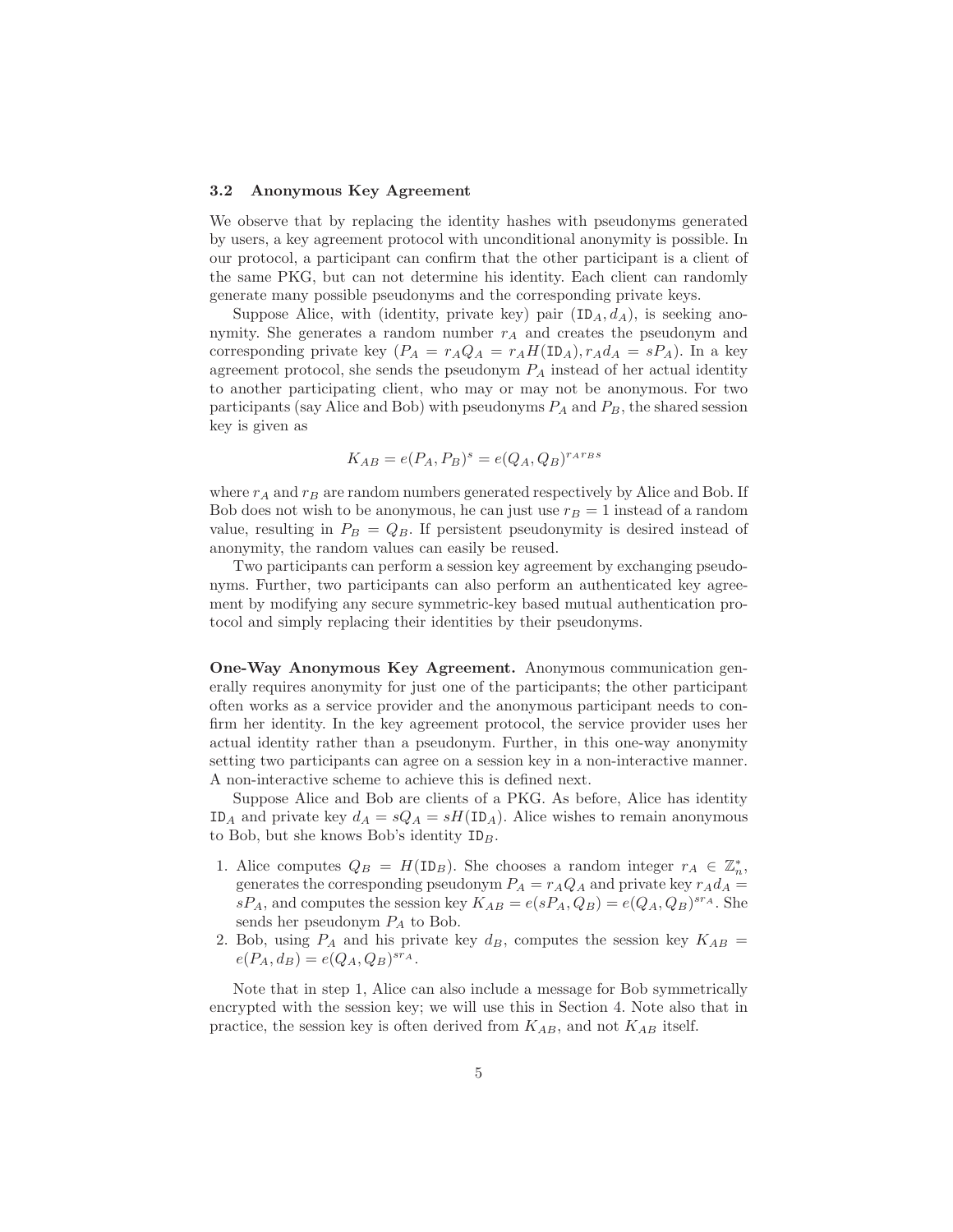### 3.2 Anonymous Key Agreement

We observe that by replacing the identity hashes with pseudonyms generated by users, a key agreement protocol with unconditional anonymity is possible. In our protocol, a participant can confirm that the other participant is a client of the same PKG, but can not determine his identity. Each client can randomly generate many possible pseudonyms and the corresponding private keys.

Suppose Alice, with (identity, private key) pair $(\texttt{ID}_A, d_A)$, is seeking anonymity. She generates a random number $r_A$ and creates the pseudonym and corresponding private key $(P_A = r_A Q_A = r_A H(\texttt{ID}_A), r_A d_A = sP_A)$. In a key agreement protocol, she sends the pseudonym $P_A$ instead of her actual identity to another participating client, who may or may not be anonymous. For two participants (say Alice and Bob) with pseudonyms $P_A$ and $P_B$, the shared session key is given as

$$K_{AB} = e(P_A, P_B)^s = e(Q_A, Q_B)^{r_A r_B s}$$

where $r_A$ and $r_B$ are random numbers generated respectively by Alice and Bob. If Bob does not wish to be anonymous, he can just use $r_B = 1$ instead of a random value, resulting in $P_B = Q_B$. If persistent pseudonymity is desired instead of anonymity, the random values can easily be reused.

Two participants can perform a session key agreement by exchanging pseudonyms. Further, two participants can also perform an authenticated key agreement by modifying any secure symmetric-key based mutual authentication protocol and simply replacing their identities by their pseudonyms.

**One-Way Anonymous Key Agreement.** Anonymous communication generally requires anonymity for just one of the participants; the other participant often works as a service provider and the anonymous participant needs to confirm her identity. In the key agreement protocol, the service provider uses her actual identity rather than a pseudonym. Further, in this one-way anonymity setting two participants can agree on a session key in a non-interactive manner. A non-interactive scheme to achieve this is defined next.

Suppose Alice and Bob are clients of a PKG. As before, Alice has identity $\texttt{ID}_A$ and private key $d_A = sQ_A = sH(\texttt{ID}_A)$. Alice wishes to remain anonymous to Bob, but she knows Bob's identity $\texttt{ID}_B$.

1. Alice computes $Q_B = H(\texttt{ID}_B)$. She chooses a random integer $r_A \in \mathbb{Z}_n^*$, generates the corresponding pseudonym $P_A = r_A Q_A$ and private key $r_A d_A = sP_A$, and computes the session key $K_{AB} = e(sP_A, Q_B) = e(Q_A, Q_B)^{sr_A}$. She sends her pseudonym $P_A$ to Bob.
2. Bob, using $P_A$ and his private key $d_B$, computes the session key $K_{AB} = e(P_A, d_B) = e(Q_A, Q_B)^{sr_A}$.

Note that in step 1, Alice can also include a message for Bob symmetrically encrypted with the session key; we will use this in Section 4. Note also that in practice, the session key is often derived from $K_{AB}$, and not $K_{AB}$ itself.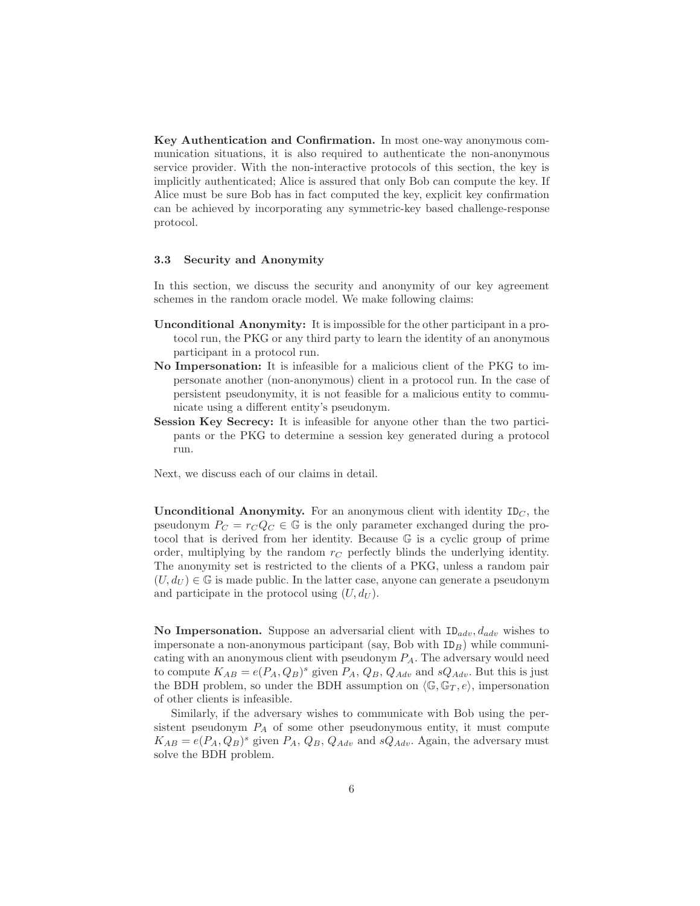**Key Authentication and Confirmation.** In most one-way anonymous communication situations, it is also required to authenticate the non-anonymous service provider. With the non-interactive protocols of this section, the key is implicitly authenticated; Alice is assured that only Bob can compute the key. If Alice must be sure Bob has in fact computed the key, explicit key confirmation can be achieved by incorporating any symmetric-key based challenge-response protocol.

### 3.3 Security and Anonymity

In this section, we discuss the security and anonymity of our key agreement schemes in the random oracle model. We make following claims:

**Unconditional Anonymity:** It is impossible for the other participant in a protocol run, the PKG or any third party to learn the identity of an anonymous participant in a protocol run.

**No Impersonation:** It is infeasible for a malicious client of the PKG to impersonate another (non-anonymous) client in a protocol run. In the case of persistent pseudonymity, it is not feasible for a malicious entity to communicate using a different entity's pseudonym.

**Session Key Secrecy:** It is infeasible for anyone other than the two participants or the PKG to determine a session key generated during a protocol run.

Next, we discuss each of our claims in detail.

**Unconditional Anonymity.** For an anonymous client with identity $\texttt{ID}_C$, the pseudonym $P_C = r_C Q_C \in \mathbb{G}$ is the only parameter exchanged during the protocol that is derived from her identity. Because $\mathbb{G}$ is a cyclic group of prime order, multiplying by the random $r_C$ perfectly blinds the underlying identity. The anonymity set is restricted to the clients of a PKG, unless a random pair $(U, d_U) \in \mathbb{G}$ is made public. In the latter case, anyone can generate a pseudonym and participate in the protocol using $(U, d_U)$.

**No Impersonation.** Suppose an adversarial client with $\texttt{ID}_{adv}, d_{adv}$ wishes to impersonate a non-anonymous participant (say, Bob with $\texttt{ID}_B$) while communicating with an anonymous client with pseudonym $P_A$. The adversary would need to compute $K_{AB} = e(P_A, Q_B)^s$ given $P_A$, $Q_B$, $Q_{Adv}$ and $sQ_{Adv}$. But this is just the BDH problem, so under the BDH assumption on $\langle \mathbb{G}, \mathbb{G}_T, e \rangle$, impersonation of other clients is infeasible.

Similarly, if the adversary wishes to communicate with Bob using the persistent pseudonym $P_A$ of some other pseudonymous entity, it must compute $K_{AB} = e(P_A, Q_B)^s$ given $P_A$, $Q_B$, $Q_{Adv}$ and $sQ_{Adv}$. Again, the adversary must solve the BDH problem.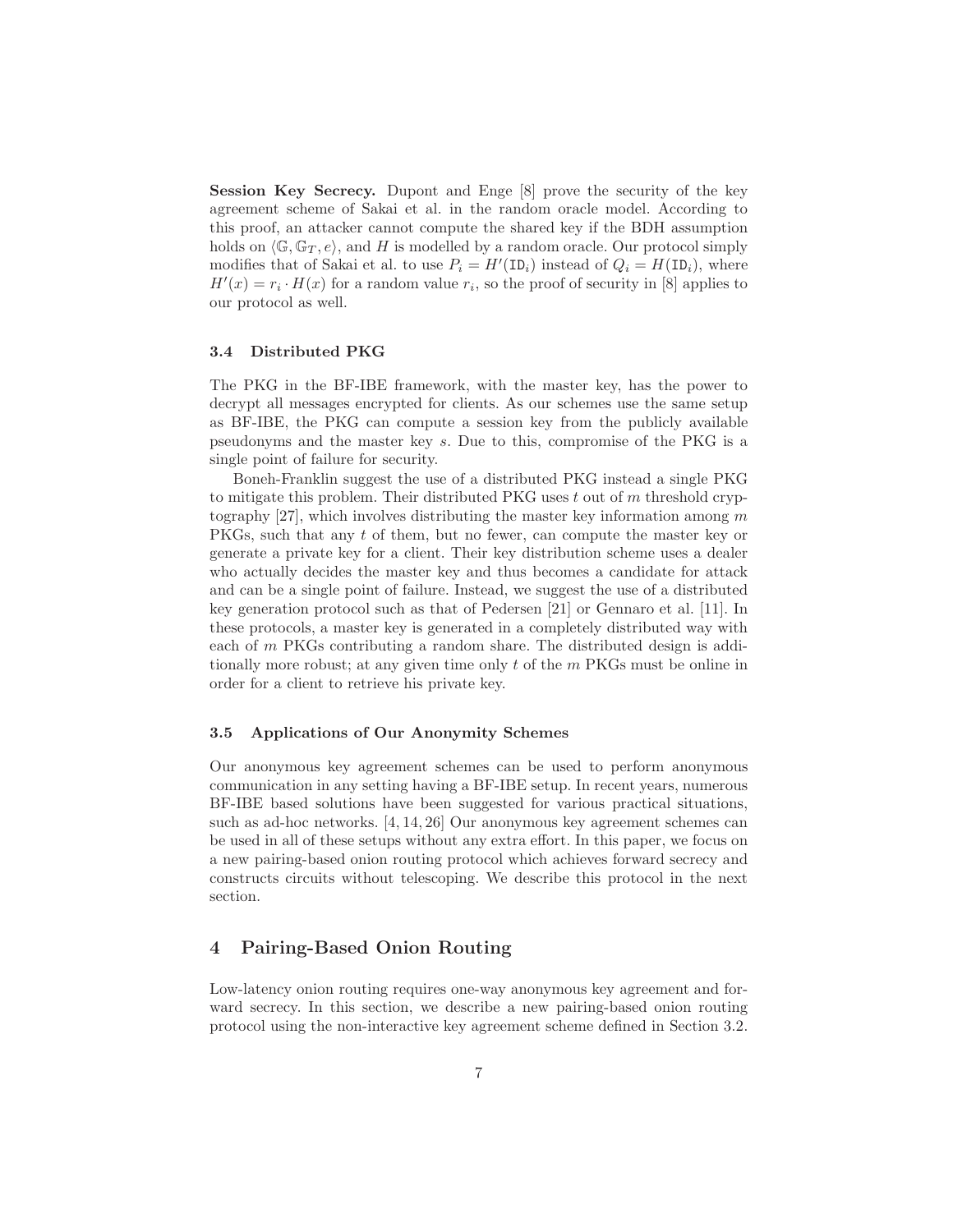**Session Key Secrecy.** Dupont and Enge [8] prove the security of the key agreement scheme of Sakai et al. in the random oracle model. According to this proof, an attacker cannot compute the shared key if the BDH assumption holds on $\langle \mathbb{G}, \mathbb{G}_T, e \rangle$, and $H$ is modelled by a random oracle. Our protocol simply modifies that of Sakai et al. to use $P_i = H'(\mathtt{ID}_i)$ instead of $Q_i = H(\mathtt{ID}_i)$, where $H'(x) = r_i \cdot H(x)$ for a random value $r_i$, so the proof of security in [8] applies to our protocol as well.

### 3.4 Distributed PKG

The PKG in the BF-IBE framework, with the master key, has the power to decrypt all messages encrypted for clients. As our schemes use the same setup as BF-IBE, the PKG can compute a session key from the publicly available pseudonyms and the master key $s$. Due to this, compromise of the PKG is a single point of failure for security.

Boneh-Franklin suggest the use of a distributed PKG instead a single PKG to mitigate this problem. Their distributed PKG uses $t$ out of $m$ threshold cryptography [27], which involves distributing the master key information among $m$ PKGs, such that any $t$ of them, but no fewer, can compute the master key or generate a private key for a client. Their key distribution scheme uses a dealer who actually decides the master key and thus becomes a candidate for attack and can be a single point of failure. Instead, we suggest the use of a distributed key generation protocol such as that of Pedersen [21] or Gennaro et al. [11]. In these protocols, a master key is generated in a completely distributed way with each of $m$ PKGs contributing a random share. The distributed design is additionally more robust; at any given time only $t$ of the $m$ PKGs must be online in order for a client to retrieve his private key.

### 3.5 Applications of Our Anonymity Schemes

Our anonymous key agreement schemes can be used to perform anonymous communication in any setting having a BF-IBE setup. In recent years, numerous BF-IBE based solutions have been suggested for various practical situations, such as ad-hoc networks. [4, 14, 26] Our anonymous key agreement schemes can be used in all of these setups without any extra effort. In this paper, we focus on a new pairing-based onion routing protocol which achieves forward secrecy and constructs circuits without telescoping. We describe this protocol in the next section.

## 4 Pairing-Based Onion Routing

Low-latency onion routing requires one-way anonymous key agreement and forward secrecy. In this section, we describe a new pairing-based onion routing protocol using the non-interactive key agreement scheme defined in Section 3.2.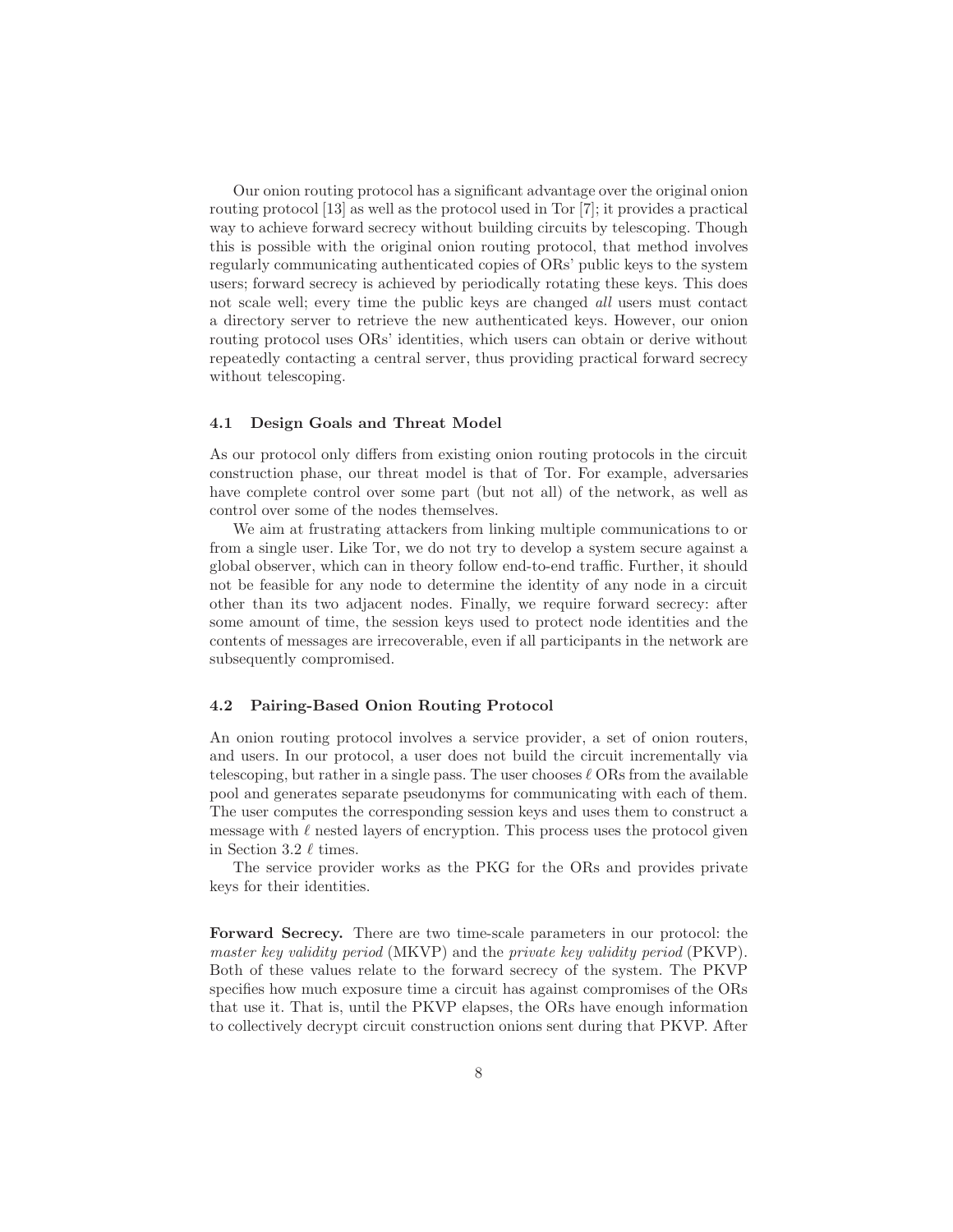Our onion routing protocol has a significant advantage over the original onion routing protocol [13] as well as the protocol used in Tor [7]; it provides a practical way to achieve forward secrecy without building circuits by telescoping. Though this is possible with the original onion routing protocol, that method involves regularly communicating authenticated copies of ORs' public keys to the system users; forward secrecy is achieved by periodically rotating these keys. This does not scale well; every time the public keys are changed *all* users must contact a directory server to retrieve the new authenticated keys. However, our onion routing protocol uses ORs' identities, which users can obtain or derive without repeatedly contacting a central server, thus providing practical forward secrecy without telescoping.

### 4.1 Design Goals and Threat Model

As our protocol only differs from existing onion routing protocols in the circuit construction phase, our threat model is that of Tor. For example, adversaries have complete control over some part (but not all) of the network, as well as control over some of the nodes themselves.

We aim at frustrating attackers from linking multiple communications to or from a single user. Like Tor, we do not try to develop a system secure against a global observer, which can in theory follow end-to-end traffic. Further, it should not be feasible for any node to determine the identity of any node in a circuit other than its two adjacent nodes. Finally, we require forward secrecy: after some amount of time, the session keys used to protect node identities and the contents of messages are irrecoverable, even if all participants in the network are subsequently compromised.

### 4.2 Pairing-Based Onion Routing Protocol

An onion routing protocol involves a service provider, a set of onion routers, and users. In our protocol, a user does not build the circuit incrementally via telescoping, but rather in a single pass. The user chooses $\ell$ ORs from the available pool and generates separate pseudonyms for communicating with each of them. The user computes the corresponding session keys and uses them to construct a message with $\ell$ nested layers of encryption. This process uses the protocol given in Section 3.2 $\ell$ times.

The service provider works as the PKG for the ORs and provides private keys for their identities.

**Forward Secrecy.** There are two time-scale parameters in our protocol: the *master key validity period* (MKVP) and the *private key validity period* (PKVP). Both of these values relate to the forward secrecy of the system. The PKVP specifies how much exposure time a circuit has against compromises of the ORs that use it. That is, until the PKVP elapses, the ORs have enough information to collectively decrypt circuit construction onions sent during that PKVP. After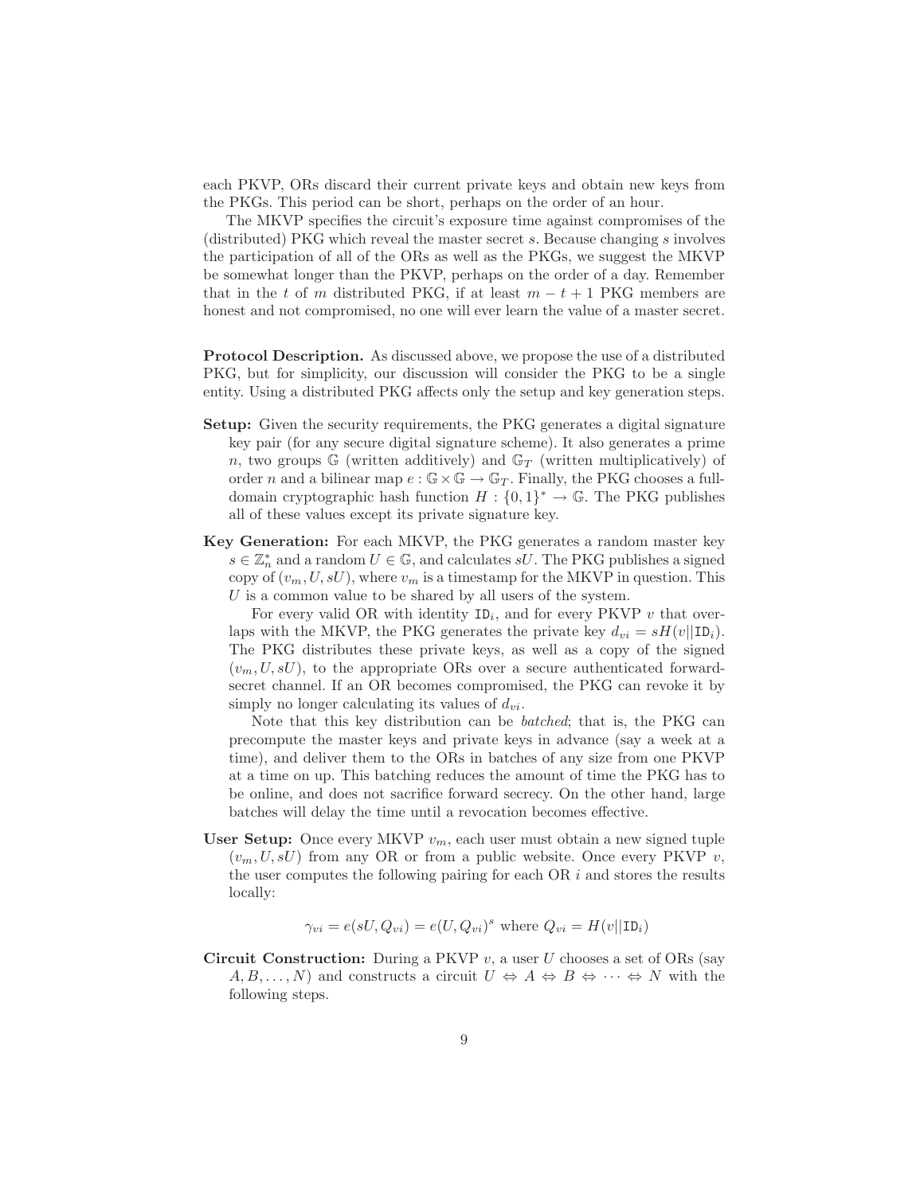each PKVP, ORs discard their current private keys and obtain new keys from the PKGs. This period can be short, perhaps on the order of an hour.

The MKVP specifies the circuit's exposure time against compromises of the (distributed) PKG which reveal the master secret $s$. Because changing $s$ involves the participation of all of the ORs as well as the PKGs, we suggest the MKVP be somewhat longer than the PKVP, perhaps on the order of a day. Remember that in the $t$ of $m$ distributed PKG, if at least $m - t + 1$ PKG members are honest and not compromised, no one will ever learn the value of a master secret.

**Protocol Description.** As discussed above, we propose the use of a distributed PKG, but for simplicity, our discussion will consider the PKG to be a single entity. Using a distributed PKG affects only the setup and key generation steps.

**Setup:** Given the security requirements, the PKG generates a digital signature key pair (for any secure digital signature scheme). It also generates a prime $n$, two groups $\mathbb{G}$ (written additively) and $\mathbb{G}_T$ (written multiplicatively) of order $n$ and a bilinear map $e : \mathbb{G} \times \mathbb{G} \to \mathbb{G}_T$. Finally, the PKG chooses a full-domain cryptographic hash function $H : \{0, 1\}^* \to \mathbb{G}$. The PKG publishes all of these values except its private signature key.

**Key Generation:** For each MKVP, the PKG generates a random master key $s \in \mathbb{Z}_n^*$ and a random $U \in \mathbb{G}$, and calculates $sU$. The PKG publishes a signed copy of $(v_m, U, sU)$, where $v_m$ is a timestamp for the MKVP in question. This $U$ is a common value to be shared by all users of the system.

For every valid OR with identity $\mathtt{ID}_i$, and for every PKVP $v$ that overlaps with the MKVP, the PKG generates the private key $d_{vi} = sH(v||\mathtt{ID}_i)$. The PKG distributes these private keys, as well as a copy of the signed $(v_m, U, sU)$, to the appropriate ORs over a secure authenticated forward-secret channel. If an OR becomes compromised, the PKG can revoke it by simply no longer calculating its values of $d_{vi}$.

Note that this key distribution can be *batched*; that is, the PKG can precompute the master keys and private keys in advance (say a week at a time), and deliver them to the ORs in batches of any size from one PKVP at a time on up. This batching reduces the amount of time the PKG has to be online, and does not sacrifice forward secrecy. On the other hand, large batches will delay the time until a revocation becomes effective.

**User Setup:** Once every MKVP $v_m$, each user must obtain a new signed tuple $(v_m, U, sU)$ from any OR or from a public website. Once every PKVP $v$, the user computes the following pairing for each OR $i$ and stores the results locally:

$$\gamma_{vi} = e(sU, Q_{vi}) = e(U, Q_{vi})^s \text{ where } Q_{vi} = H(v||\mathtt{ID}_i)$$

**Circuit Construction:** During a PKVP $v$, a user $U$ chooses a set of ORs (say $A, B, \ldots, N$) and constructs a circuit $U \Leftrightarrow A \Leftrightarrow B \Leftrightarrow \cdots \Leftrightarrow N$ with the following steps.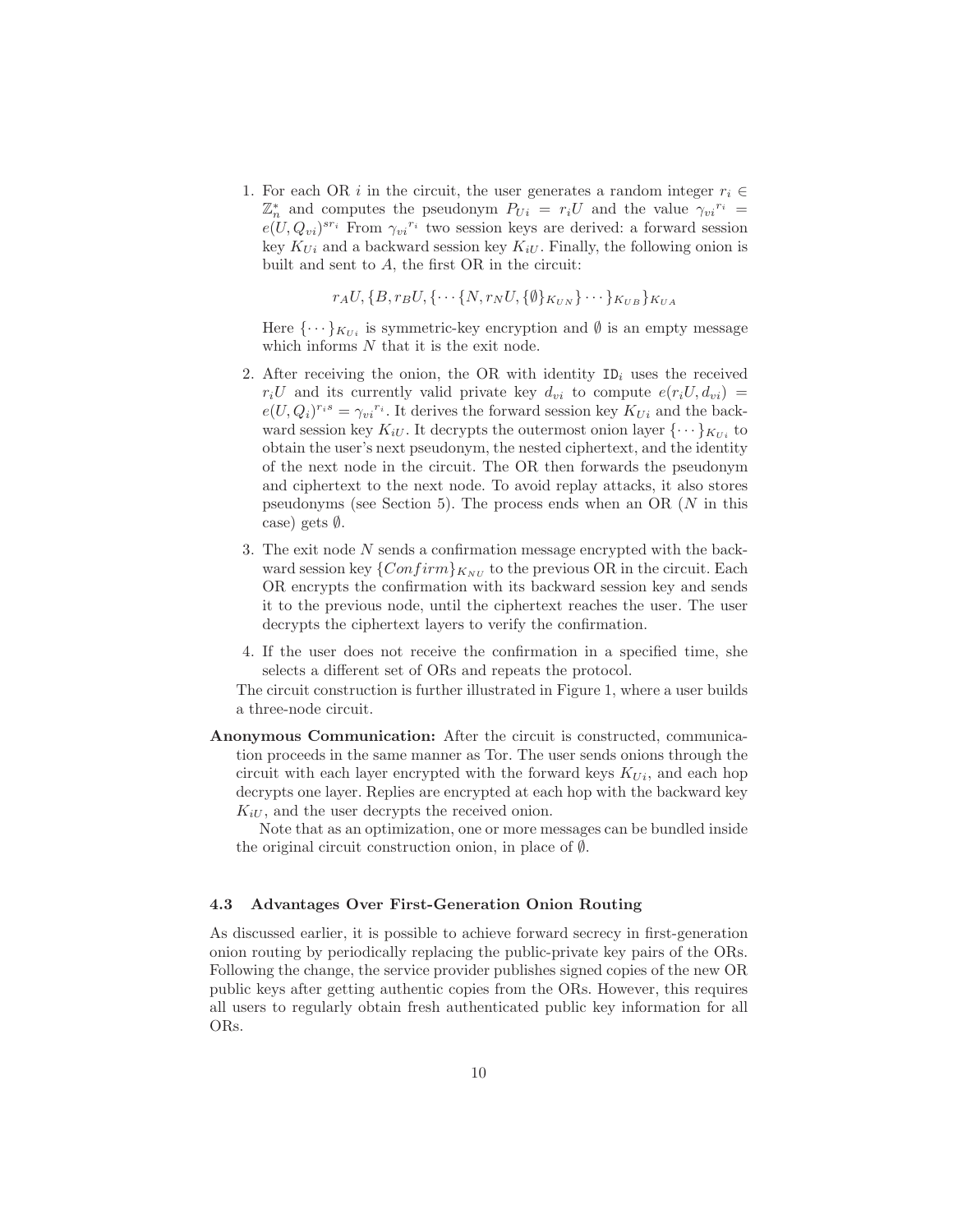1. For each OR $i$ in the circuit, the user generates a random integer $r_i \in \mathbb{Z}_n^*$ and computes the pseudonym $P_{Ui} = r_i U$ and the value ${\gamma_{vi}}^{r_i} = e(U, Q_{vi})^{sr_i}$ From ${\gamma_{vi}}^{r_i}$ two session keys are derived: a forward session key $K_{Ui}$ and a backward session key $K_{iU}$. Finally, the following onion is built and sent to $A$, the first OR in the circuit:

   $$r_A U, \{B, r_B U, \{\cdots \{N, r_N U, \{\emptyset\}_{K_{UN}}\} \cdots\}_{K_{UB}}\}_{K_{UA}}$$

   Here $\{\cdots\}_{K_{Ui}}$ is symmetric-key encryption and $\emptyset$ is an empty message which informs $N$ that it is the exit node.

2. After receiving the onion, the OR with identity $\texttt{ID}_i$ uses the received $r_i U$ and its currently valid private key $d_{vi}$ to compute $e(r_i U, d_{vi}) = e(U, Q_i)^{r_i s} = {\gamma_{vi}}^{r_i}$. It derives the forward session key $K_{Ui}$ and the backward session key $K_{iU}$. It decrypts the outermost onion layer $\{\cdots\}_{K_{Ui}}$ to obtain the user's next pseudonym, the nested ciphertext, and the identity of the next node in the circuit. The OR then forwards the pseudonym and ciphertext to the next node. To avoid replay attacks, it also stores pseudonyms (see Section 5). The process ends when an OR ($N$ in this case) gets $\emptyset$.

3. The exit node $N$ sends a confirmation message encrypted with the backward session key $\{Confirm\}_{K_{NU}}$ to the previous OR in the circuit. Each OR encrypts the confirmation with its backward session key and sends it to the previous node, until the ciphertext reaches the user. The user decrypts the ciphertext layers to verify the confirmation.

4. If the user does not receive the confirmation in a specified time, she selects a different set of ORs and repeats the protocol.

The circuit construction is further illustrated in Figure 1, where a user builds a three-node circuit.

**Anonymous Communication:** After the circuit is constructed, communication proceeds in the same manner as Tor. The user sends onions through the circuit with each layer encrypted with the forward keys $K_{Ui}$, and each hop decrypts one layer. Replies are encrypted at each hop with the backward key $K_{iU}$, and the user decrypts the received onion.

Note that as an optimization, one or more messages can be bundled inside the original circuit construction onion, in place of $\emptyset$.

### 4.3 Advantages Over First-Generation Onion Routing

As discussed earlier, it is possible to achieve forward secrecy in first-generation onion routing by periodically replacing the public-private key pairs of the ORs. Following the change, the service provider publishes signed copies of the new OR public keys after getting authentic copies from the ORs. However, this requires all users to regularly obtain fresh authenticated public key information for all ORs.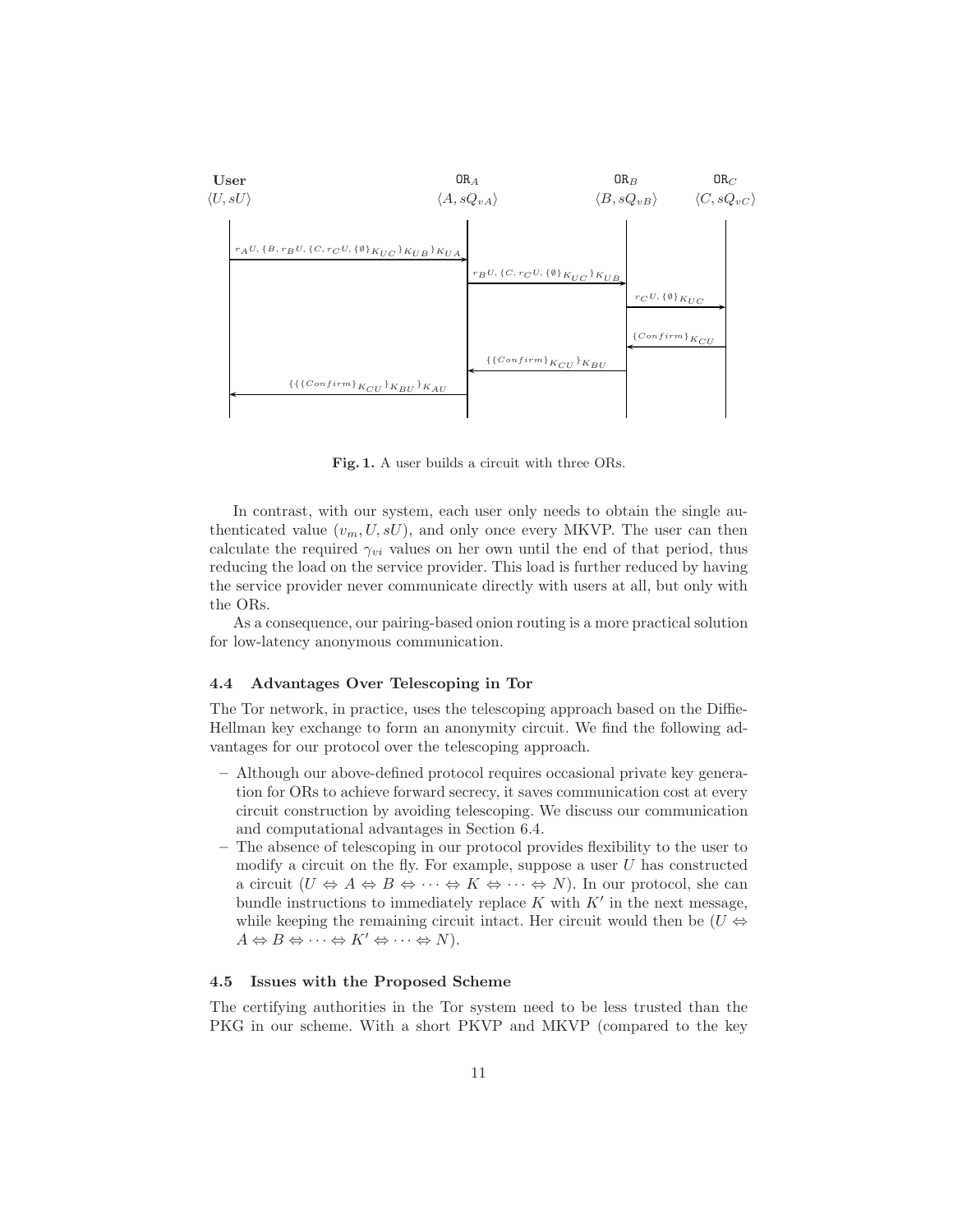**Fig. 1.** A user builds a circuit with three ORs.

In contrast, with our system, each user only needs to obtain the single authenticated value $(v_m, U, sU)$, and only once every MKVP. The user can then calculate the required $\gamma_{vi}$ values on her own until the end of that period, thus reducing the load on the service provider. This load is further reduced by having the service provider never communicate directly with users at all, but only with the ORs.

As a consequence, our pairing-based onion routing is a more practical solution for low-latency anonymous communication.

### 4.4 Advantages Over Telescoping in Tor

The Tor network, in practice, uses the telescoping approach based on the Diffie-Hellman key exchange to form an anonymity circuit. We find the following advantages for our protocol over the telescoping approach.

- Although our above-defined protocol requires occasional private key generation for ORs to achieve forward secrecy, it saves communication cost at every circuit construction by avoiding telescoping. We discuss our communication and computational advantages in Section 6.4.
- The absence of telescoping in our protocol provides flexibility to the user to modify a circuit on the fly. For example, suppose a user $U$ has constructed a circuit $(U \Leftrightarrow A \Leftrightarrow B \Leftrightarrow \cdots \Leftrightarrow K \Leftrightarrow \cdots \Leftrightarrow N)$. In our protocol, she can bundle instructions to immediately replace $K$ with $K'$ in the next message, while keeping the remaining circuit intact. Her circuit would then be $(U \Leftrightarrow A \Leftrightarrow B \Leftrightarrow \cdots \Leftrightarrow K' \Leftrightarrow \cdots \Leftrightarrow N)$.

### 4.5 Issues with the Proposed Scheme

The certifying authorities in the Tor system need to be less trusted than the PKG in our scheme. With a short PKVP and MKVP (compared to the key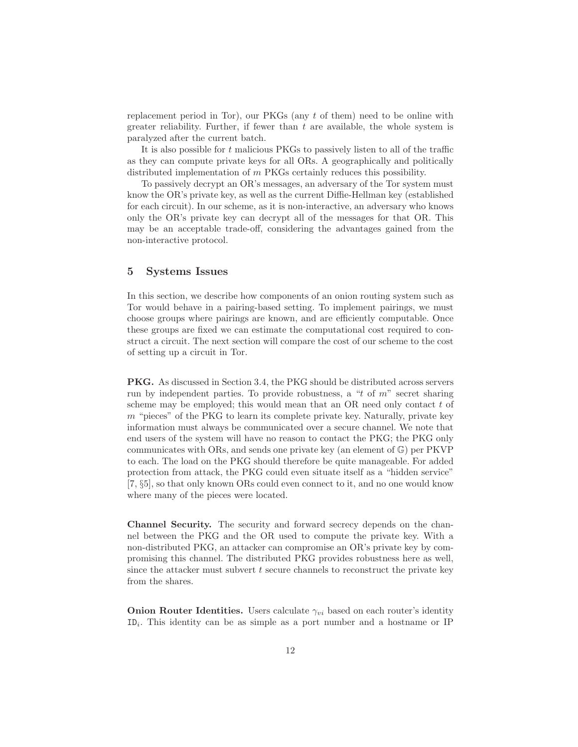replacement period in Tor), our PKGs (any $t$ of them) need to be online with greater reliability. Further, if fewer than $t$ are available, the whole system is paralyzed after the current batch.

It is also possible for $t$ malicious PKGs to passively listen to all of the traffic as they can compute private keys for all ORs. A geographically and politically distributed implementation of $m$ PKGs certainly reduces this possibility.

To passively decrypt an OR's messages, an adversary of the Tor system must know the OR's private key, as well as the current Diffie-Hellman key (established for each circuit). In our scheme, as it is non-interactive, an adversary who knows only the OR's private key can decrypt all of the messages for that OR. This may be an acceptable trade-off, considering the advantages gained from the non-interactive protocol.

## 5 Systems Issues

In this section, we describe how components of an onion routing system such as Tor would behave in a pairing-based setting. To implement pairings, we must choose groups where pairings are known, and are efficiently computable. Once these groups are fixed we can estimate the computational cost required to construct a circuit. The next section will compare the cost of our scheme to the cost of setting up a circuit in Tor.

**PKG.** As discussed in Section 3.4, the PKG should be distributed across servers run by independent parties. To provide robustness, a "$t$ of $m$" secret sharing scheme may be employed; this would mean that an OR need only contact $t$ of $m$ "pieces" of the PKG to learn its complete private key. Naturally, private key information must always be communicated over a secure channel. We note that end users of the system will have no reason to contact the PKG; the PKG only communicates with ORs, and sends one private key (an element of $\mathbb{G}$) per PKVP to each. The load on the PKG should therefore be quite manageable. For added protection from attack, the PKG could even situate itself as a "hidden service" [7, §5], so that only known ORs could even connect to it, and no one would know where many of the pieces were located.

**Channel Security.** The security and forward secrecy depends on the channel between the PKG and the OR used to compute the private key. With a non-distributed PKG, an attacker can compromise an OR's private key by compromising this channel. The distributed PKG provides robustness here as well, since the attacker must subvert $t$ secure channels to reconstruct the private key from the shares.

**Onion Router Identities.** Users calculate $\gamma_{vi}$ based on each router's identity $\texttt{ID}_i$. This identity can be as simple as a port number and a hostname or IP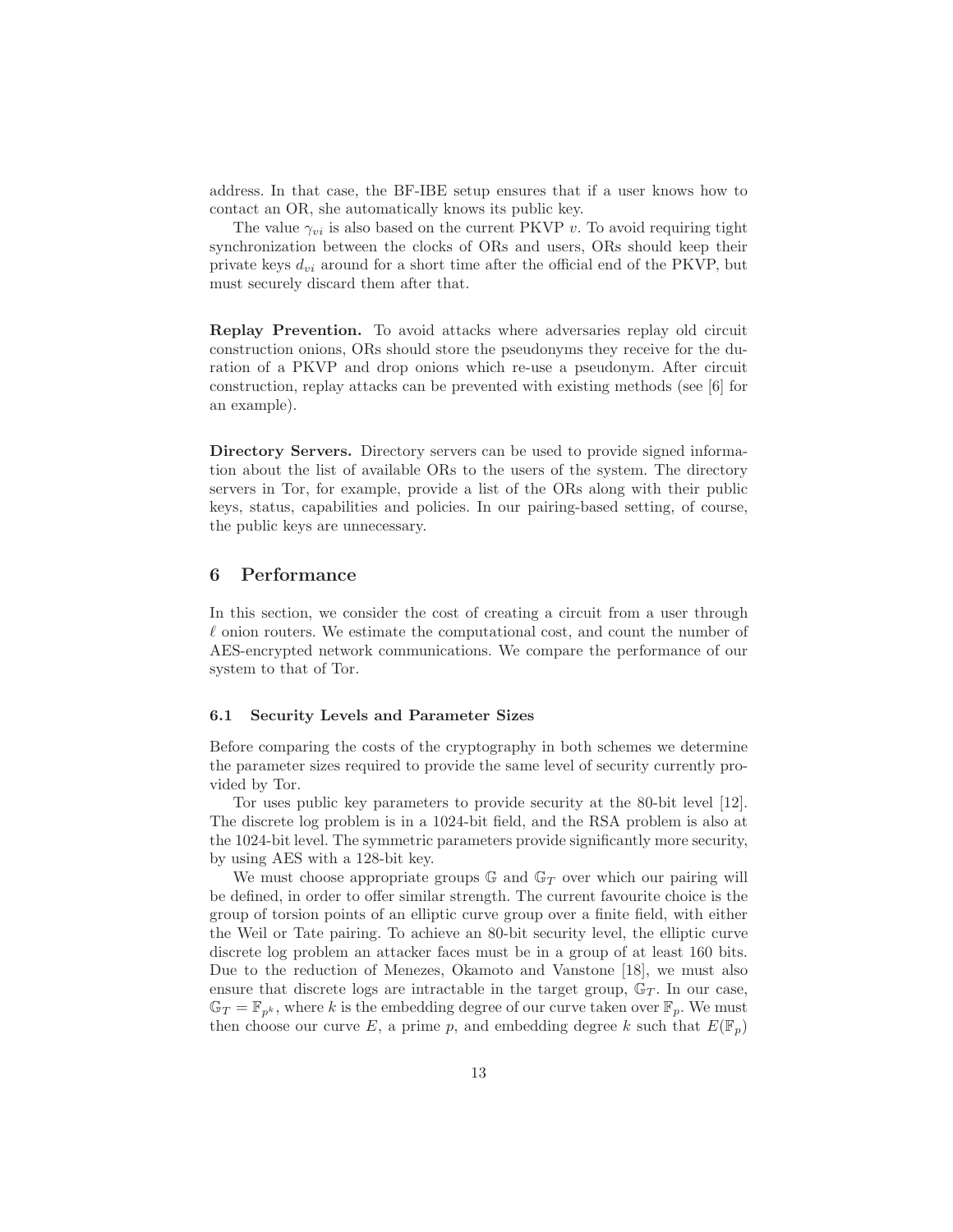address. In that case, the BF-IBE setup ensures that if a user knows how to contact an OR, she automatically knows its public key.

The value $\gamma_{vi}$ is also based on the current PKVP $v$. To avoid requiring tight synchronization between the clocks of ORs and users, ORs should keep their private keys $d_{vi}$ around for a short time after the official end of the PKVP, but must securely discard them after that.

**Replay Prevention.** To avoid attacks where adversaries replay old circuit construction onions, ORs should store the pseudonyms they receive for the duration of a PKVP and drop onions which re-use a pseudonym. After circuit construction, replay attacks can be prevented with existing methods (see [6] for an example).

**Directory Servers.** Directory servers can be used to provide signed information about the list of available ORs to the users of the system. The directory servers in Tor, for example, provide a list of the ORs along with their public keys, status, capabilities and policies. In our pairing-based setting, of course, the public keys are unnecessary.

## 6 Performance

In this section, we consider the cost of creating a circuit from a user through $\ell$ onion routers. We estimate the computational cost, and count the number of AES-encrypted network communications. We compare the performance of our system to that of Tor.

### 6.1 Security Levels and Parameter Sizes

Before comparing the costs of the cryptography in both schemes we determine the parameter sizes required to provide the same level of security currently provided by Tor.

Tor uses public key parameters to provide security at the 80-bit level [12]. The discrete log problem is in a 1024-bit field, and the RSA problem is also at the 1024-bit level. The symmetric parameters provide significantly more security, by using AES with a 128-bit key.

We must choose appropriate groups $\mathbb{G}$ and $\mathbb{G}_T$ over which our pairing will be defined, in order to offer similar strength. The current favourite choice is the group of torsion points of an elliptic curve group over a finite field, with either the Weil or Tate pairing. To achieve an 80-bit security level, the elliptic curve discrete log problem an attacker faces must be in a group of at least 160 bits. Due to the reduction of Menezes, Okamoto and Vanstone [18], we must also ensure that discrete logs are intractable in the target group, $\mathbb{G}_T$. In our case, $\mathbb{G}_T = \mathbb{F}_{p^k}$, where $k$ is the embedding degree of our curve taken over $\mathbb{F}_p$. We must then choose our curve $E$, a prime $p$, and embedding degree $k$ such that $E(\mathbb{F}_p)$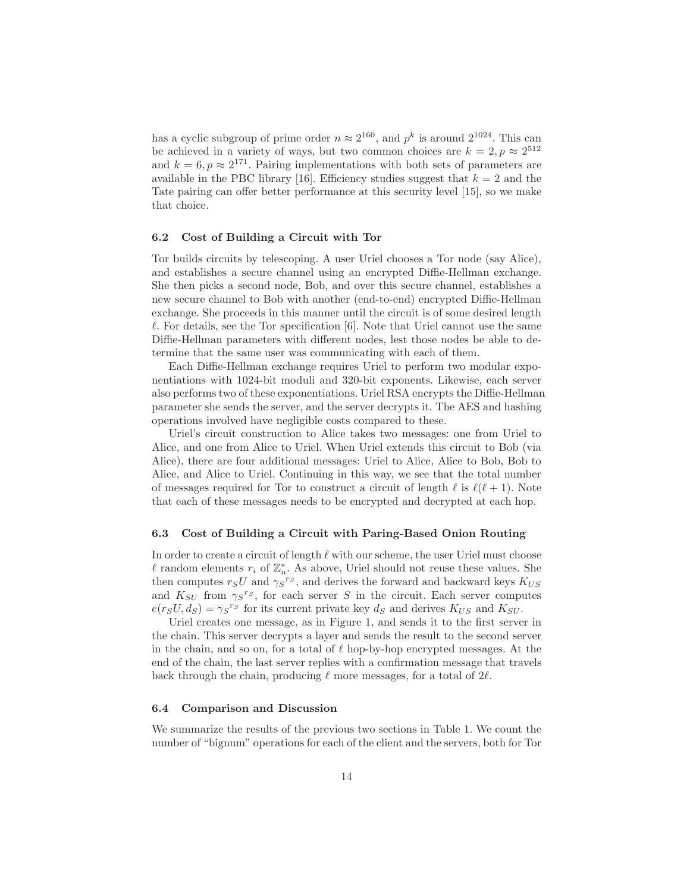has a cyclic subgroup of prime order $n \approx 2^{160}$, and $p^k$ is around $2^{1024}$. This can be achieved in a variety of ways, but two common choices are $k = 2, p \approx 2^{512}$ and $k = 6, p \approx 2^{171}$. Pairing implementations with both sets of parameters are available in the PBC library [16]. Efficiency studies suggest that $k = 2$ and the Tate pairing can offer better performance at this security level [15], so we make that choice.

### 6.2 Cost of Building a Circuit with Tor

Tor builds circuits by telescoping. A user Uriel chooses a Tor node (say Alice), and establishes a secure channel using an encrypted Diffie-Hellman exchange. She then picks a second node, Bob, and over this secure channel, establishes a new secure channel to Bob with another (end-to-end) encrypted Diffie-Hellman exchange. She proceeds in this manner until the circuit is of some desired length $\ell$. For details, see the Tor specification [6]. Note that Uriel cannot use the same Diffie-Hellman parameters with different nodes, lest those nodes be able to determine that the same user was communicating with each of them.

Each Diffie-Hellman exchange requires Uriel to perform two modular exponentiations with 1024-bit moduli and 320-bit exponents. Likewise, each server also performs two of these exponentiations. Uriel RSA encrypts the Diffie-Hellman parameter she sends the server, and the server decrypts it. The AES and hashing operations involved have negligible costs compared to these.

Uriel's circuit construction to Alice takes two messages: one from Uriel to Alice, and one from Alice to Uriel. When Uriel extends this circuit to Bob (via Alice), there are four additional messages: Uriel to Alice, Alice to Bob, Bob to Alice, and Alice to Uriel. Continuing in this way, we see that the total number of messages required for Tor to construct a circuit of length $\ell$ is $\ell(\ell + 1)$. Note that each of these messages needs to be encrypted and decrypted at each hop.

### 6.3 Cost of Building a Circuit with Paring-Based Onion Routing

In order to create a circuit of length $\ell$ with our scheme, the user Uriel must choose $\ell$ random elements $r_i$ of $\mathbb{Z}_n^*$. As above, Uriel should not reuse these values. She then computes $r_S U$ and $\gamma_S{}^{r_S}$, and derives the forward and backward keys $K_{US}$ and $K_{SU}$ from $\gamma_S{}^{r_S}$, for each server $S$ in the circuit. Each server computes $e(r_S U, d_S) = \gamma_S{}^{r_S}$ for its current private key $d_S$ and derives $K_{US}$ and $K_{SU}$.

Uriel creates one message, as in Figure 1, and sends it to the first server in the chain. This server decrypts a layer and sends the result to the second server in the chain, and so on, for a total of $\ell$ hop-by-hop encrypted messages. At the end of the chain, the last server replies with a confirmation message that travels back through the chain, producing $\ell$ more messages, for a total of $2\ell$.

### 6.4 Comparison and Discussion

We summarize the results of the previous two sections in Table 1. We count the number of "bignum" operations for each of the client and the servers, both for Tor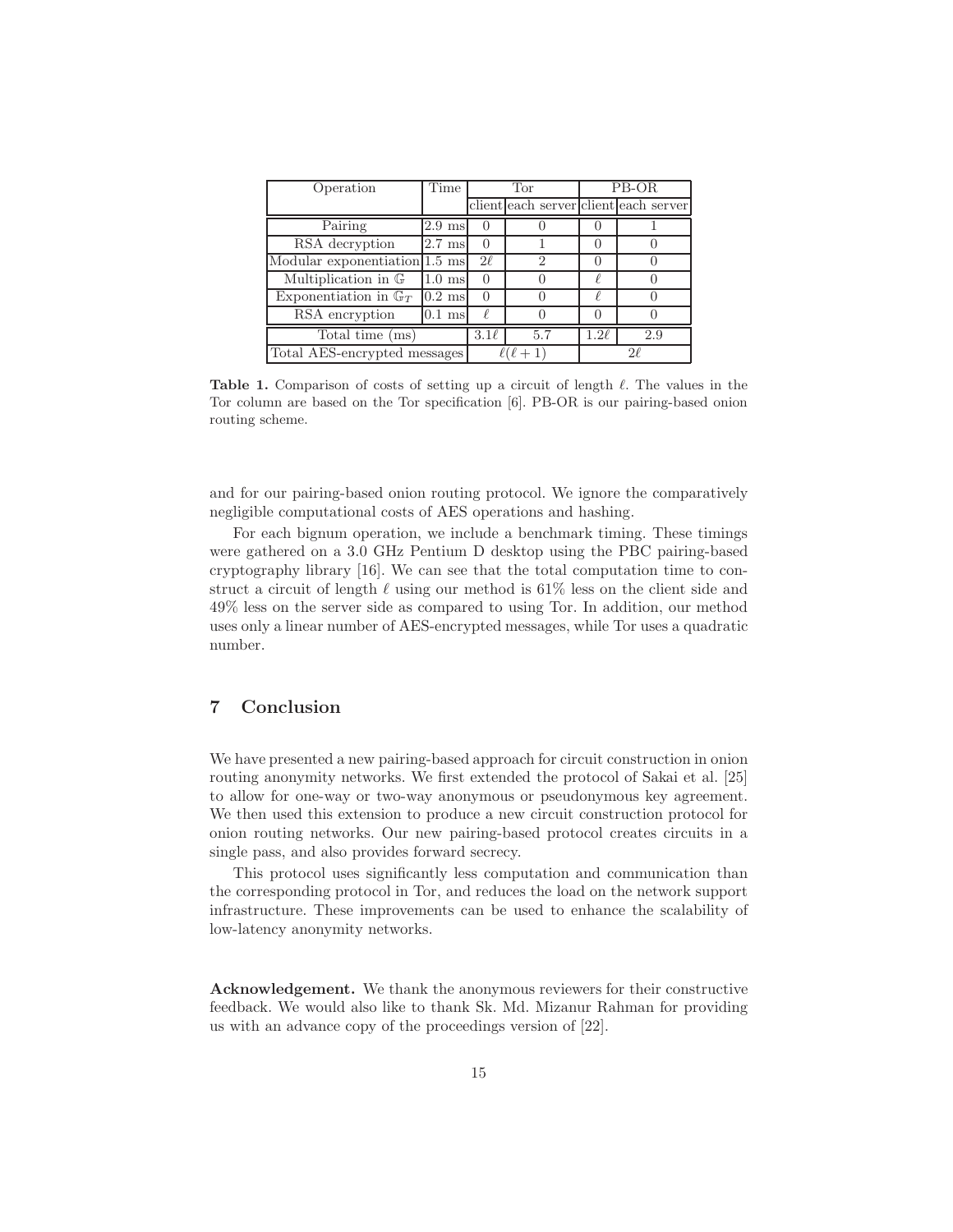| Operation | Time | Tor | | PB-OR | |
|---|---|---|---|---|---|
| | | client | each server | client | each server |
| Pairing | 2.9 ms | 0 | 0 | 0 | 1 |
| RSA decryption | 2.7 ms | 0 | 1 | 0 | 0 |
| Modular exponentiation | 1.5 ms | $2\ell$ | 2 | 0 | 0 |
| Multiplication in $\mathbb{G}$ | 1.0 ms | 0 | 0 | $\ell$ | 0 |
| Exponentiation in $\mathbb{G}_T$ | 0.2 ms | 0 | 0 | $\ell$ | 0 |
| RSA encryption | 0.1 ms | $\ell$ | 0 | 0 | 0 |
| Total time (ms) | | $3.1\ell$ | 5.7 | $1.2\ell$ | 2.9 |
| Total AES-encrypted messages | | $\ell(\ell+1)$ | | $2\ell$ | |

**Table 1.** Comparison of costs of setting up a circuit of length $\ell$. The values in the Tor column are based on the Tor specification [6]. PB-OR is our pairing-based onion routing scheme.

and for our pairing-based onion routing protocol. We ignore the comparatively negligible computational costs of AES operations and hashing.

For each bignum operation, we include a benchmark timing. These timings were gathered on a 3.0 GHz Pentium D desktop using the PBC pairing-based cryptography library [16]. We can see that the total computation time to construct a circuit of length $\ell$ using our method is 61% less on the client side and 49% less on the server side as compared to using Tor. In addition, our method uses only a linear number of AES-encrypted messages, while Tor uses a quadratic number.

## 7 Conclusion

We have presented a new pairing-based approach for circuit construction in onion routing anonymity networks. We first extended the protocol of Sakai et al. [25] to allow for one-way or two-way anonymous or pseudonymous key agreement. We then used this extension to produce a new circuit construction protocol for onion routing networks. Our new pairing-based protocol creates circuits in a single pass, and also provides forward secrecy.

This protocol uses significantly less computation and communication than the corresponding protocol in Tor, and reduces the load on the network support infrastructure. These improvements can be used to enhance the scalability of low-latency anonymity networks.

**Acknowledgement.** We thank the anonymous reviewers for their constructive feedback. We would also like to thank Sk. Md. Mizanur Rahman for providing us with an advance copy of the proceedings version of [22].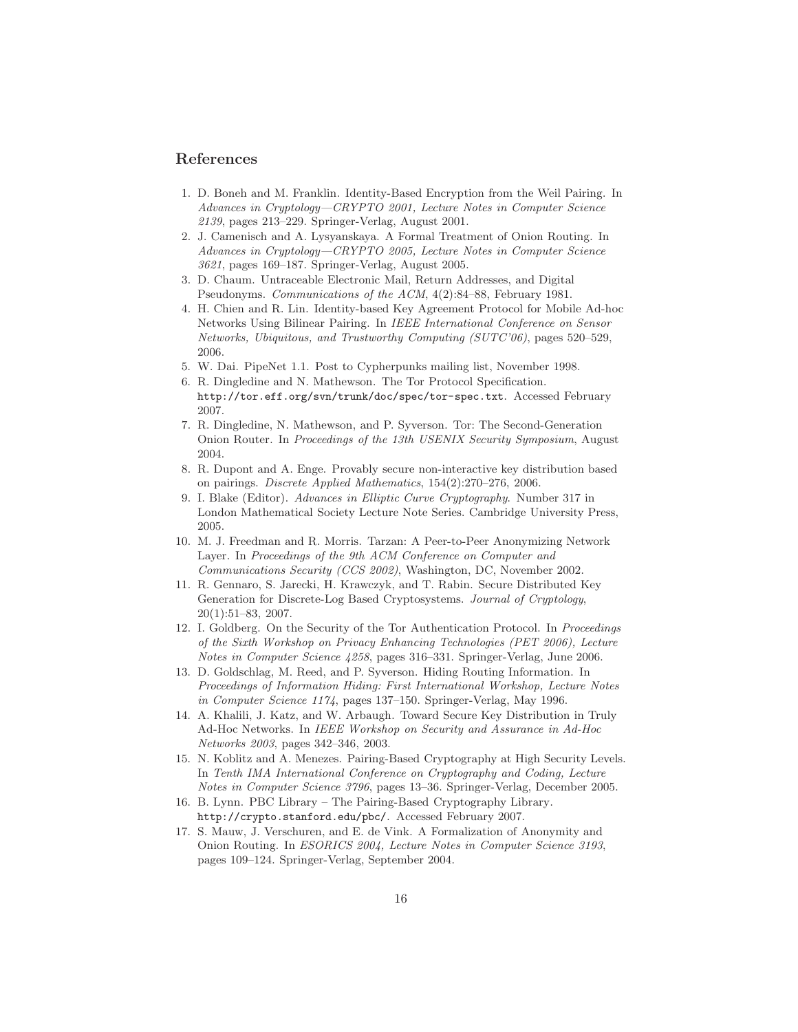## References

1. D. Boneh and M. Franklin. Identity-Based Encryption from the Weil Pairing. In *Advances in Cryptology—CRYPTO 2001, Lecture Notes in Computer Science 2139*, pages 213–229. Springer-Verlag, August 2001.
2. J. Camenisch and A. Lysyanskaya. A Formal Treatment of Onion Routing. In *Advances in Cryptology—CRYPTO 2005, Lecture Notes in Computer Science 3621*, pages 169–187. Springer-Verlag, August 2005.
3. D. Chaum. Untraceable Electronic Mail, Return Addresses, and Digital Pseudonyms. *Communications of the ACM*, 4(2):84–88, February 1981.
4. H. Chien and R. Lin. Identity-based Key Agreement Protocol for Mobile Ad-hoc Networks Using Bilinear Pairing. In *IEEE International Conference on Sensor Networks, Ubiquitous, and Trustworthy Computing (SUTC'06)*, pages 520–529, 2006.
5. W. Dai. PipeNet 1.1. Post to Cypherpunks mailing list, November 1998.
6. R. Dingledine and N. Mathewson. The Tor Protocol Specification. `http://tor.eff.org/svn/trunk/doc/spec/tor-spec.txt`. Accessed February 2007.
7. R. Dingledine, N. Mathewson, and P. Syverson. Tor: The Second-Generation Onion Router. In *Proceedings of the 13th USENIX Security Symposium*, August 2004.
8. R. Dupont and A. Enge. Provably secure non-interactive key distribution based on pairings. *Discrete Applied Mathematics*, 154(2):270–276, 2006.
9. I. Blake (Editor). *Advances in Elliptic Curve Cryptography*. Number 317 in London Mathematical Society Lecture Note Series. Cambridge University Press, 2005.
10. M. J. Freedman and R. Morris. Tarzan: A Peer-to-Peer Anonymizing Network Layer. In *Proceedings of the 9th ACM Conference on Computer and Communications Security (CCS 2002)*, Washington, DC, November 2002.
11. R. Gennaro, S. Jarecki, H. Krawczyk, and T. Rabin. Secure Distributed Key Generation for Discrete-Log Based Cryptosystems. *Journal of Cryptology*, 20(1):51–83, 2007.
12. I. Goldberg. On the Security of the Tor Authentication Protocol. In *Proceedings of the Sixth Workshop on Privacy Enhancing Technologies (PET 2006), Lecture Notes in Computer Science 4258*, pages 316–331. Springer-Verlag, June 2006.
13. D. Goldschlag, M. Reed, and P. Syverson. Hiding Routing Information. In *Proceedings of Information Hiding: First International Workshop, Lecture Notes in Computer Science 1174*, pages 137–150. Springer-Verlag, May 1996.
14. A. Khalili, J. Katz, and W. Arbaugh. Toward Secure Key Distribution in Truly Ad-Hoc Networks. In *IEEE Workshop on Security and Assurance in Ad-Hoc Networks 2003*, pages 342–346, 2003.
15. N. Koblitz and A. Menezes. Pairing-Based Cryptography at High Security Levels. In *Tenth IMA International Conference on Cryptography and Coding, Lecture Notes in Computer Science 3796*, pages 13–36. Springer-Verlag, December 2005.
16. B. Lynn. PBC Library – The Pairing-Based Cryptography Library. `http://crypto.stanford.edu/pbc/`. Accessed February 2007.
17. S. Mauw, J. Verschuren, and E. de Vink. A Formalization of Anonymity and Onion Routing. In *ESORICS 2004, Lecture Notes in Computer Science 3193*, pages 109–124. Springer-Verlag, September 2004.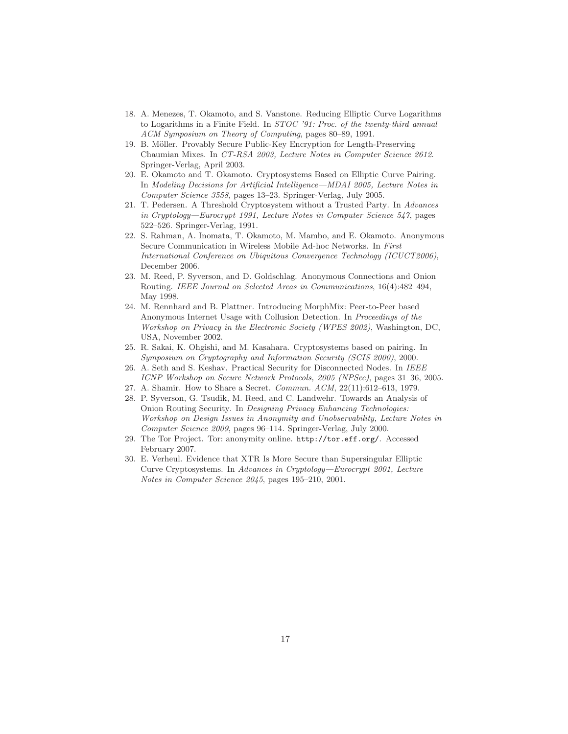18. A. Menezes, T. Okamoto, and S. Vanstone. Reducing Elliptic Curve Logarithms to Logarithms in a Finite Field. In *STOC '91: Proc. of the twenty-third annual ACM Symposium on Theory of Computing*, pages 80–89, 1991.
19. B. Möller. Provably Secure Public-Key Encryption for Length-Preserving Chaumian Mixes. In *CT-RSA 2003, Lecture Notes in Computer Science 2612*. Springer-Verlag, April 2003.
20. E. Okamoto and T. Okamoto. Cryptosystems Based on Elliptic Curve Pairing. In *Modeling Decisions for Artificial Intelligence—MDAI 2005, Lecture Notes in Computer Science 3558*, pages 13–23. Springer-Verlag, July 2005.
21. T. Pedersen. A Threshold Cryptosystem without a Trusted Party. In *Advances in Cryptology—Eurocrypt 1991, Lecture Notes in Computer Science 547*, pages 522–526. Springer-Verlag, 1991.
22. S. Rahman, A. Inomata, T. Okamoto, M. Mambo, and E. Okamoto. Anonymous Secure Communication in Wireless Mobile Ad-hoc Networks. In *First International Conference on Ubiquitous Convergence Technology (ICUCT2006)*, December 2006.
23. M. Reed, P. Syverson, and D. Goldschlag. Anonymous Connections and Onion Routing. *IEEE Journal on Selected Areas in Communications*, 16(4):482–494, May 1998.
24. M. Rennhard and B. Plattner. Introducing MorphMix: Peer-to-Peer based Anonymous Internet Usage with Collusion Detection. In *Proceedings of the Workshop on Privacy in the Electronic Society (WPES 2002)*, Washington, DC, USA, November 2002.
25. R. Sakai, K. Ohgishi, and M. Kasahara. Cryptosystems based on pairing. In *Symposium on Cryptography and Information Security (SCIS 2000)*, 2000.
26. A. Seth and S. Keshav. Practical Security for Disconnected Nodes. In *IEEE ICNP Workshop on Secure Network Protocols, 2005 (NPSec)*, pages 31–36, 2005.
27. A. Shamir. How to Share a Secret. *Commun. ACM*, 22(11):612–613, 1979.
28. P. Syverson, G. Tsudik, M. Reed, and C. Landwehr. Towards an Analysis of Onion Routing Security. In *Designing Privacy Enhancing Technologies: Workshop on Design Issues in Anonymity and Unobservability, Lecture Notes in Computer Science 2009*, pages 96–114. Springer-Verlag, July 2000.
29. The Tor Project. Tor: anonymity online. `http://tor.eff.org/`. Accessed February 2007.
30. E. Verheul. Evidence that XTR Is More Secure than Supersingular Elliptic Curve Cryptosystems. In *Advances in Cryptology—Eurocrypt 2001, Lecture Notes in Computer Science 2045*, pages 195–210, 2001.